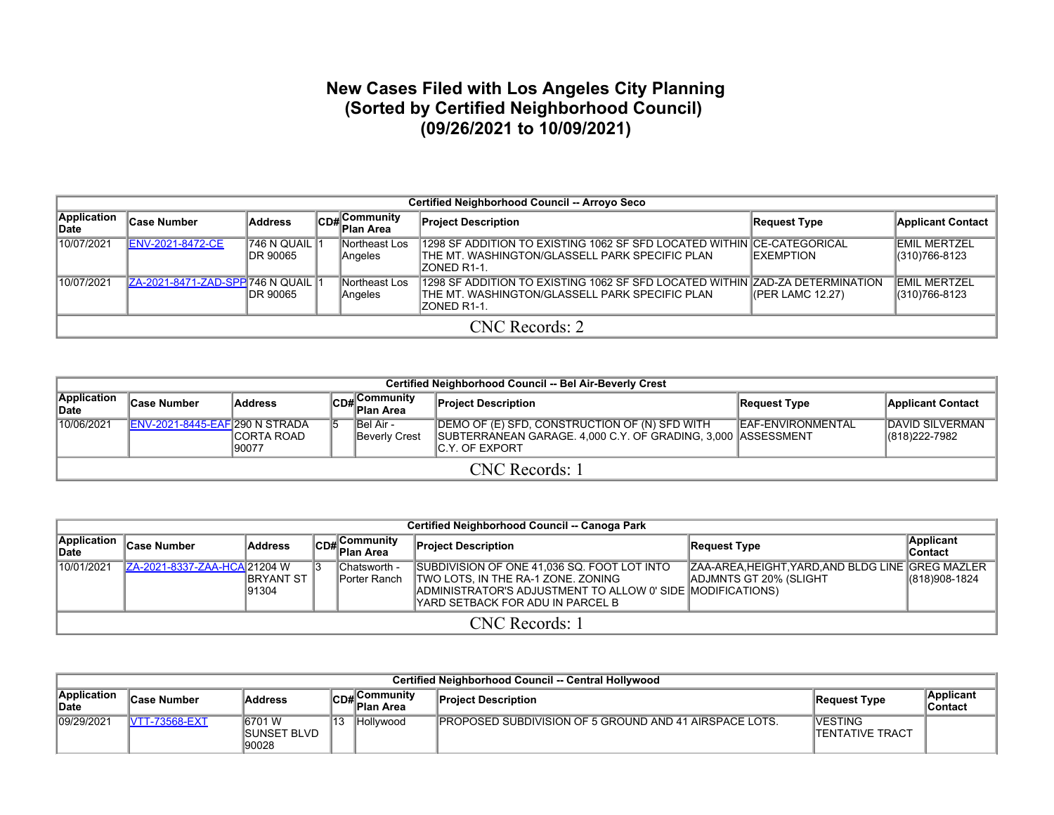# New Cases Filed with Los Angeles City Planning
# (Sorted by Certified Neighborhood Council)
# (09/26/2021 to 10/09/2021)

| Certified Neighborhood Council -- Arroyo Seco | | | | | | | |
|---|---|---|---|---|---|---|---|
| **Application Date** | **Case Number** | **Address** | **CD#** | **Community Plan Area** | **Project Description** | **Request Type** | **Applicant Contact** |
| 10/07/2021 | ENV-2021-8472-CE | 746 N QUAIL DR 90065 | 1 | Northeast Los Angeles | 1298 SF ADDITION TO EXISTING 1062 SF SFD LOCATED WITHIN THE MT. WASHINGTON/GLASSELL PARK SPECIFIC PLAN ZONED R1-1. | CE-CATEGORICAL EXEMPTION | EMIL MERTZEL (310)766-8123 |
| 10/07/2021 | ZA-2021-8471-ZAD-SPP | 746 N QUAIL DR 90065 | 1 | Northeast Los Angeles | 1298 SF ADDITION TO EXISTING 1062 SF SFD LOCATED WITHIN THE MT. WASHINGTON/GLASSELL PARK SPECIFIC PLAN ZONED R1-1. | ZAD-ZA DETERMINATION (PER LAMC 12.27) | EMIL MERTZEL (310)766-8123 |
| CNC Records: 2 | | | | | | | |

| Certified Neighborhood Council -- Bel Air-Beverly Crest | | | | | | | |
|---|---|---|---|---|---|---|---|
| **Application Date** | **Case Number** | **Address** | **CD#** | **Community Plan Area** | **Project Description** | **Request Type** | **Applicant Contact** |
| 10/06/2021 | ENV-2021-8445-EAF | 290 N STRADA CORTA ROAD 90077 | 5 | Bel Air - Beverly Crest | DEMO OF (E) SFD, CONSTRUCTION OF (N) SFD WITH SUBTERRANEAN GARAGE. 4,000 C.Y. OF GRADING, 3,000 C.Y. OF EXPORT | EAF-ENVIRONMENTAL ASSESSMENT | DAVID SILVERMAN (818)222-7982 |
| CNC Records: 1 | | | | | | | |

| Certified Neighborhood Council -- Canoga Park | | | | | | | |
|---|---|---|---|---|---|---|---|
| **Application Date** | **Case Number** | **Address** | **CD#** | **Community Plan Area** | **Project Description** | **Request Type** | **Applicant Contact** |
| 10/01/2021 | ZA-2021-8337-ZAA-HCA | 21204 W BRYANT ST 91304 | 3 | Chatsworth - Porter Ranch | SUBDIVISION OF ONE 41,036 SQ. FOOT LOT INTO TWO LOTS, IN THE RA-1 ZONE. ZONING ADMINISTRATOR'S ADJUSTMENT TO ALLOW 0' SIDE YARD SETBACK FOR ADU IN PARCEL B | ZAA-AREA,HEIGHT,YARD,AND BLDG LINE ADJMNTS GT 20% (SLIGHT MODIFICATIONS) | GREG MAZLER (818)908-1824 |
| CNC Records: 1 | | | | | | | |

| Certified Neighborhood Council -- Central Hollywood | | | | | | | |
|---|---|---|---|---|---|---|---|
| **Application Date** | **Case Number** | **Address** | **CD#** | **Community Plan Area** | **Project Description** | **Request Type** | **Applicant Contact** |
| 09/29/2021 | VTT-73568-EXT | 6701 W SUNSET BLVD 90028 | 13 | Hollywood | PROPOSED SUBDIVISION OF 5 GROUND AND 41 AIRSPACE LOTS. | VESTING TENTATIVE TRACT | |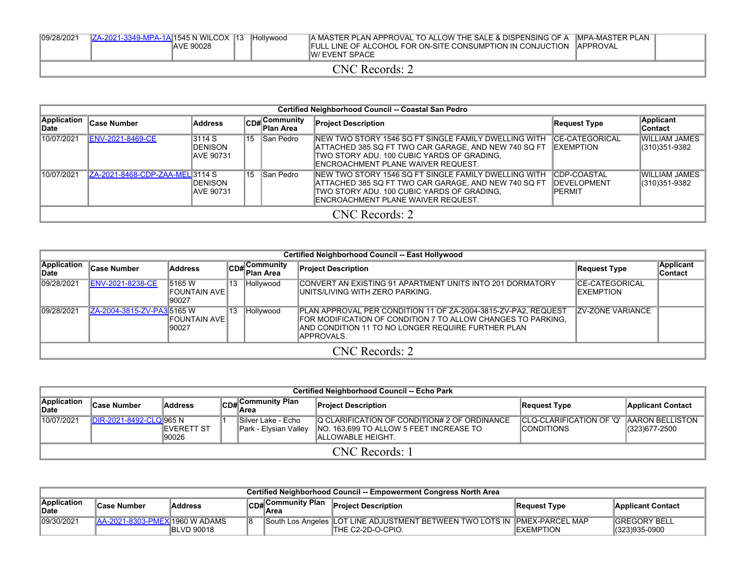| 09/28/2021 | ZA-2021-3349-MPA-1A | 1545 N WILCOX AVE 90028 | 13 | Hollywood | A MASTER PLAN APPROVAL TO ALLOW THE SALE & DISPENSING OF A FULL LINE OF ALCOHOL FOR ON-SITE CONSUMPTION IN CONJUCTION W/ EVENT SPACE | MPA-MASTER PLAN APPROVAL | |
|---|---|---|---|---|---|---|---|
| CNC Records: 2 | | | | | | | |

| Certified Neighborhood Council -- Coastal San Pedro | | | | | | | |
|---|---|---|---|---|---|---|---|
| **Application Date** | **Case Number** | **Address** | **CD#** | **Community Plan Area** | **Project Description** | **Request Type** | **Applicant Contact** |
| 10/07/2021 | ENV-2021-8469-CE | 3114 S DENISON AVE 90731 | 15 | San Pedro | NEW TWO STORY 1546 SQ FT SINGLE FAMILY DWELLING WITH ATTACHED 385 SQ FT TWO CAR GARAGE, AND NEW 740 SQ FT TWO STORY ADU. 100 CUBIC YARDS OF GRADING, ENCROACHMENT PLANE WAIVER REQUEST. | CE-CATEGORICAL EXEMPTION | WILLIAM JAMES (310)351-9382 |
| 10/07/2021 | ZA-2021-8468-CDP-ZAA-MEL | 3114 S DENISON AVE 90731 | 15 | San Pedro | NEW TWO STORY 1546 SQ FT SINGLE FAMILY DWELLING WITH ATTACHED 385 SQ FT TWO CAR GARAGE, AND NEW 740 SQ FT TWO STORY ADU. 100 CUBIC YARDS OF GRADING, ENCROACHMENT PLANE WAIVER REQUEST. | CDP-COASTAL DEVELOPMENT PERMIT | WILLIAM JAMES (310)351-9382 |
| CNC Records: 2 | | | | | | | |

| Certified Neighborhood Council -- East Hollywood | | | | | | | |
|---|---|---|---|---|---|---|---|
| **Application Date** | **Case Number** | **Address** | **CD#** | **Community Plan Area** | **Project Description** | **Request Type** | **Applicant Contact** |
| 09/28/2021 | ENV-2021-8238-CE | 5165 W FOUNTAIN AVE 90027 | 13 | Hollywood | CONVERT AN EXISTING 91 APARTMENT UNITS INTO 201 DORMATORY UNITS/LIVING WITH ZERO PARKING. | CE-CATEGORICAL EXEMPTION | |
| 09/28/2021 | ZA-2004-3815-ZV-PA3 | 5165 W FOUNTAIN AVE 90027 | 13 | Hollywood | PLAN APPROVAL PER CONDITION 11 OF ZA-2004-3815-ZV-PA2, REQUEST FOR MODIFICATION OF CONDITION 7 TO ALLOW CHANGES TO PARKING, AND CONDITION 11 TO NO LONGER REQUIRE FURTHER PLAN APPROVALS. | ZV-ZONE VARIANCE | |
| CNC Records: 2 | | | | | | | |

| Certified Neighborhood Council -- Echo Park | | | | | | | |
|---|---|---|---|---|---|---|---|
| **Application Date** | **Case Number** | **Address** | **CD#** | **Community Plan Area** | **Project Description** | **Request Type** | **Applicant Contact** |
| 10/07/2021 | DIR-2021-8492-CLQ | 965 N EVERETT ST 90026 | 1 | Silver Lake - Echo Park - Elysian Valley | Q CLARIFICATION OF CONDITION# 2 OF ORDINANCE NO. 163,699 TO ALLOW 5 FEET INCREASE TO ALLOWABLE HEIGHT. | CLQ-CLARIFICATION OF 'Q' CONDITIONS | AARON BELLISTON (323)677-2500 |
| CNC Records: 1 | | | | | | | |

| Certified Neighborhood Council -- Empowerment Congress North Area | | | | | | | |
|---|---|---|---|---|---|---|---|
| **Application Date** | **Case Number** | **Address** | **CD#** | **Community Plan Area** | **Project Description** | **Request Type** | **Applicant Contact** |
| 09/30/2021 | AA-2021-8303-PMEX | 1960 W ADAMS BLVD 90018 | 8 | South Los Angeles | LOT LINE ADJUSTMENT BETWEEN TWO LOTS IN THE C2-2D-O-CPIO. | PMEX-PARCEL MAP EXEMPTION | GREGORY BELL (323)935-0900 |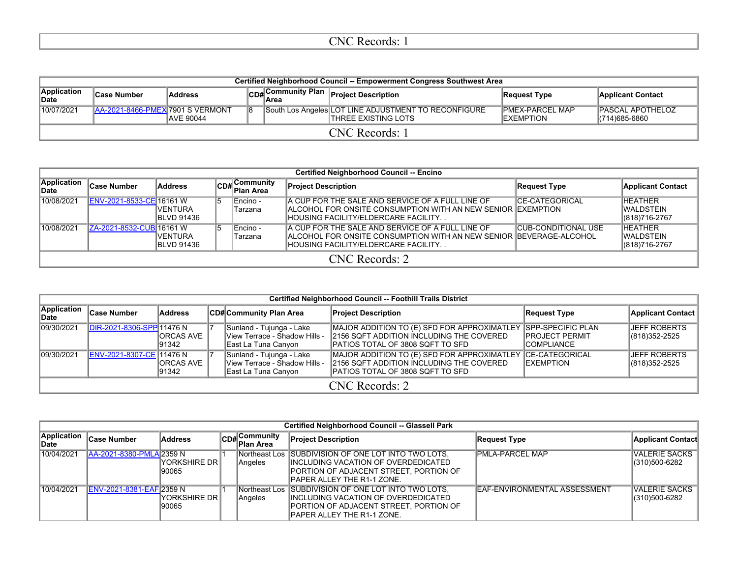CNC Records: 1

| Certified Neighborhood Council -- Empowerment Congress Southwest Area | | | | | | | |
|---|---|---|---|---|---|---|---|
| Application Date | Case Number | Address | CD# | Community Plan Area | Project Description | Request Type | Applicant Contact |
| 10/07/2021 | AA-2021-8466-PMEX | 7901 S VERMONT AVE 90044 | 8 | South Los Angeles | LOT LINE ADJUSTMENT TO RECONFIGURE THREE EXISTING LOTS | PMEX-PARCEL MAP EXEMPTION | PASCAL APOTHELOZ (714)685-6860 |
| CNC Records: 1 | | | | | | | |

| Certified Neighborhood Council -- Encino | | | | | | | |
|---|---|---|---|---|---|---|---|
| Application Date | Case Number | Address | CD# | Community Plan Area | Project Description | Request Type | Applicant Contact |
| 10/08/2021 | ENV-2021-8533-CE | 16161 W VENTURA BLVD 91436 | 5 | Encino - Tarzana | A CUP FOR THE SALE AND SERVICE OF A FULL LINE OF ALCOHOL FOR ONSITE CONSUMPTION WITH AN NEW SENIOR HOUSING FACILITY/ELDERCARE FACILITY. . | CE-CATEGORICAL EXEMPTION | HEATHER WALDSTEIN (818)716-2767 |
| 10/08/2021 | ZA-2021-8532-CUB | 16161 W VENTURA BLVD 91436 | 5 | Encino - Tarzana | A CUP FOR THE SALE AND SERVICE OF A FULL LINE OF ALCOHOL FOR ONSITE CONSUMPTION WITH AN NEW SENIOR HOUSING FACILITY/ELDERCARE FACILITY. . | CUB-CONDITIONAL USE BEVERAGE-ALCOHOL | HEATHER WALDSTEIN (818)716-2767 |
| CNC Records: 2 | | | | | | | |

| Certified Neighborhood Council -- Foothill Trails District | | | | | | | |
|---|---|---|---|---|---|---|---|
| Application Date | Case Number | Address | CD# | Community Plan Area | Project Description | Request Type | Applicant Contact |
| 09/30/2021 | DIR-2021-8306-SPP | 11476 N ORCAS AVE 91342 | 7 | Sunland - Tujunga - Lake View Terrace - Shadow Hills - East La Tuna Canyon | MAJOR ADDITION TO (E) SFD FOR APPROXIMATLEY 2156 SQFT ADDITION INCLUDING THE COVERED PATIOS TOTAL OF 3808 SQFT TO SFD | SPP-SPECIFIC PLAN PROJECT PERMIT COMPLIANCE | JEFF ROBERTS (818)352-2525 |
| 09/30/2021 | ENV-2021-8307-CE | 11476 N ORCAS AVE 91342 | 7 | Sunland - Tujunga - Lake View Terrace - Shadow Hills - East La Tuna Canyon | MAJOR ADDITION TO (E) SFD FOR APPROXIMATLEY 2156 SQFT ADDITION INCLUDING THE COVERED PATIOS TOTAL OF 3808 SQFT TO SFD | CE-CATEGORICAL EXEMPTION | JEFF ROBERTS (818)352-2525 |
| CNC Records: 2 | | | | | | | |

| Certified Neighborhood Council -- Glassell Park | | | | | | | |
|---|---|---|---|---|---|---|---|
| Application Date | Case Number | Address | CD# | Community Plan Area | Project Description | Request Type | Applicant Contact |
| 10/04/2021 | AA-2021-8380-PMLA | 2359 N YORKSHIRE DR 90065 | 1 | Northeast Los Angeles | SUBDIVISION OF ONE LOT INTO TWO LOTS, INCLUDING VACATION OF OVERDEDICATED PORTION OF ADJACENT STREET, PORTION OF PAPER ALLEY THE R1-1 ZONE. | PMLA-PARCEL MAP | VALERIE SACKS (310)500-6282 |
| 10/04/2021 | ENV-2021-8381-EAF | 2359 N YORKSHIRE DR 90065 | 1 | Northeast Los Angeles | SUBDIVISION OF ONE LOT INTO TWO LOTS, INCLUDING VACATION OF OVERDEDICATED PORTION OF ADJACENT STREET, PORTION OF PAPER ALLEY THE R1-1 ZONE. | EAF-ENVIRONMENTAL ASSESSMENT | VALERIE SACKS (310)500-6282 |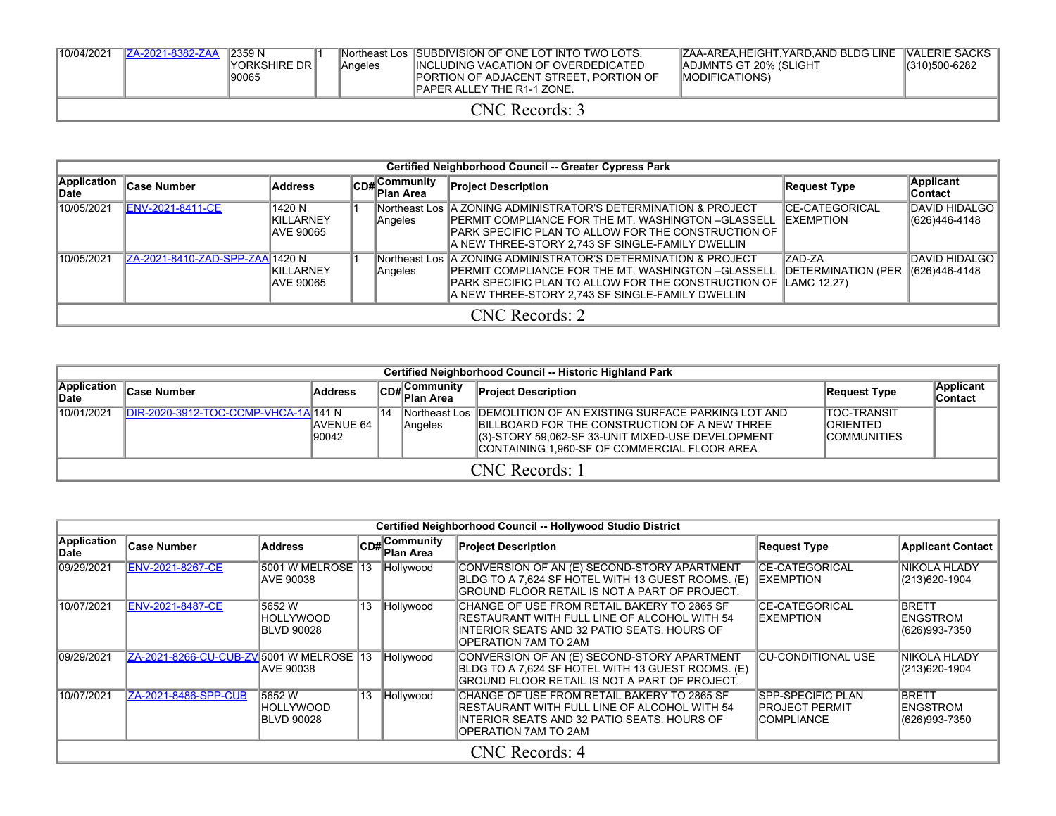| | | | | | | | |
|---|---|---|---|---|---|---|---|
| 10/04/2021 | ZA-2021-8382-ZAA | 2359 N YORKSHIRE DR 90065 | 1 | Northeast Los Angeles | SUBDIVISION OF ONE LOT INTO TWO LOTS, INCLUDING VACATION OF OVERDEDICATED PORTION OF ADJACENT STREET, PORTION OF PAPER ALLEY THE R1-1 ZONE. | ZAA-AREA,HEIGHT,YARD,AND BLDG LINE ADJMNTS GT 20% (SLIGHT MODIFICATIONS) | VALERIE SACKS (310)500-6282 |
| CNC Records: 3 | | | | | | | |

**Certified Neighborhood Council -- Greater Cypress Park**

| Application Date | Case Number | Address | CD# | Community Plan Area | Project Description | Request Type | Applicant Contact |
|---|---|---|---|---|---|---|---|
| 10/05/2021 | ENV-2021-8411-CE | 1420 N KILLARNEY AVE 90065 | 1 | Northeast Los Angeles | A ZONING ADMINISTRATOR'S DETERMINATION & PROJECT PERMIT COMPLIANCE FOR THE MT. WASHINGTON –GLASSELL PARK SPECIFIC PLAN TO ALLOW FOR THE CONSTRUCTION OF A NEW THREE-STORY 2,743 SF SINGLE-FAMILY DWELLIN | CE-CATEGORICAL EXEMPTION | DAVID HIDALGO (626)446-4148 |
| 10/05/2021 | ZA-2021-8410-ZAD-SPP-ZAA | 1420 N KILLARNEY AVE 90065 | 1 | Northeast Los Angeles | A ZONING ADMINISTRATOR'S DETERMINATION & PROJECT PERMIT COMPLIANCE FOR THE MT. WASHINGTON –GLASSELL PARK SPECIFIC PLAN TO ALLOW FOR THE CONSTRUCTION OF A NEW THREE-STORY 2,743 SF SINGLE-FAMILY DWELLIN | ZAD-ZA DETERMINATION (PER LAMC 12.27) | DAVID HIDALGO (626)446-4148 |
| CNC Records: 2 | | | | | | | |

**Certified Neighborhood Council -- Historic Highland Park**

| Application Date | Case Number | Address | CD# | Community Plan Area | Project Description | Request Type | Applicant Contact |
|---|---|---|---|---|---|---|---|
| 10/01/2021 | DIR-2020-3912-TOC-CCMP-VHCA-1A | 141 N AVENUE 64 90042 | 14 | Northeast Los Angeles | DEMOLITION OF AN EXISTING SURFACE PARKING LOT AND BILLBOARD FOR THE CONSTRUCTION OF A NEW THREE (3)-STORY 59,062-SF 33-UNIT MIXED-USE DEVELOPMENT CONTAINING 1,960-SF OF COMMERCIAL FLOOR AREA | TOC-TRANSIT ORIENTED COMMUNITIES | |
| CNC Records: 1 | | | | | | | |

**Certified Neighborhood Council -- Hollywood Studio District**

| Application Date | Case Number | Address | CD# | Community Plan Area | Project Description | Request Type | Applicant Contact |
|---|---|---|---|---|---|---|---|
| 09/29/2021 | ENV-2021-8267-CE | 5001 W MELROSE AVE 90038 | 13 | Hollywood | CONVERSION OF AN (E) SECOND-STORY APARTMENT BLDG TO A 7,624 SF HOTEL WITH 13 GUEST ROOMS. (E) GROUND FLOOR RETAIL IS NOT A PART OF PROJECT. | CE-CATEGORICAL EXEMPTION | NIKOLA HLADY (213)620-1904 |
| 10/07/2021 | ENV-2021-8487-CE | 5652 W HOLLYWOOD BLVD 90028 | 13 | Hollywood | CHANGE OF USE FROM RETAIL BAKERY TO 2865 SF RESTAURANT WITH FULL LINE OF ALCOHOL WITH 54 INTERIOR SEATS AND 32 PATIO SEATS. HOURS OF OPERATION 7AM TO 2AM | CE-CATEGORICAL EXEMPTION | BRETT ENGSTROM (626)993-7350 |
| 09/29/2021 | ZA-2021-8266-CU-CUB-ZV | 5001 W MELROSE AVE 90038 | 13 | Hollywood | CONVERSION OF AN (E) SECOND-STORY APARTMENT BLDG TO A 7,624 SF HOTEL WITH 13 GUEST ROOMS. (E) GROUND FLOOR RETAIL IS NOT A PART OF PROJECT. | CU-CONDITIONAL USE | NIKOLA HLADY (213)620-1904 |
| 10/07/2021 | ZA-2021-8486-SPP-CUB | 5652 W HOLLYWOOD BLVD 90028 | 13 | Hollywood | CHANGE OF USE FROM RETAIL BAKERY TO 2865 SF RESTAURANT WITH FULL LINE OF ALCOHOL WITH 54 INTERIOR SEATS AND 32 PATIO SEATS. HOURS OF OPERATION 7AM TO 2AM | SPP-SPECIFIC PLAN PROJECT PERMIT COMPLIANCE | BRETT ENGSTROM (626)993-7350 |
| CNC Records: 4 | | | | | | | |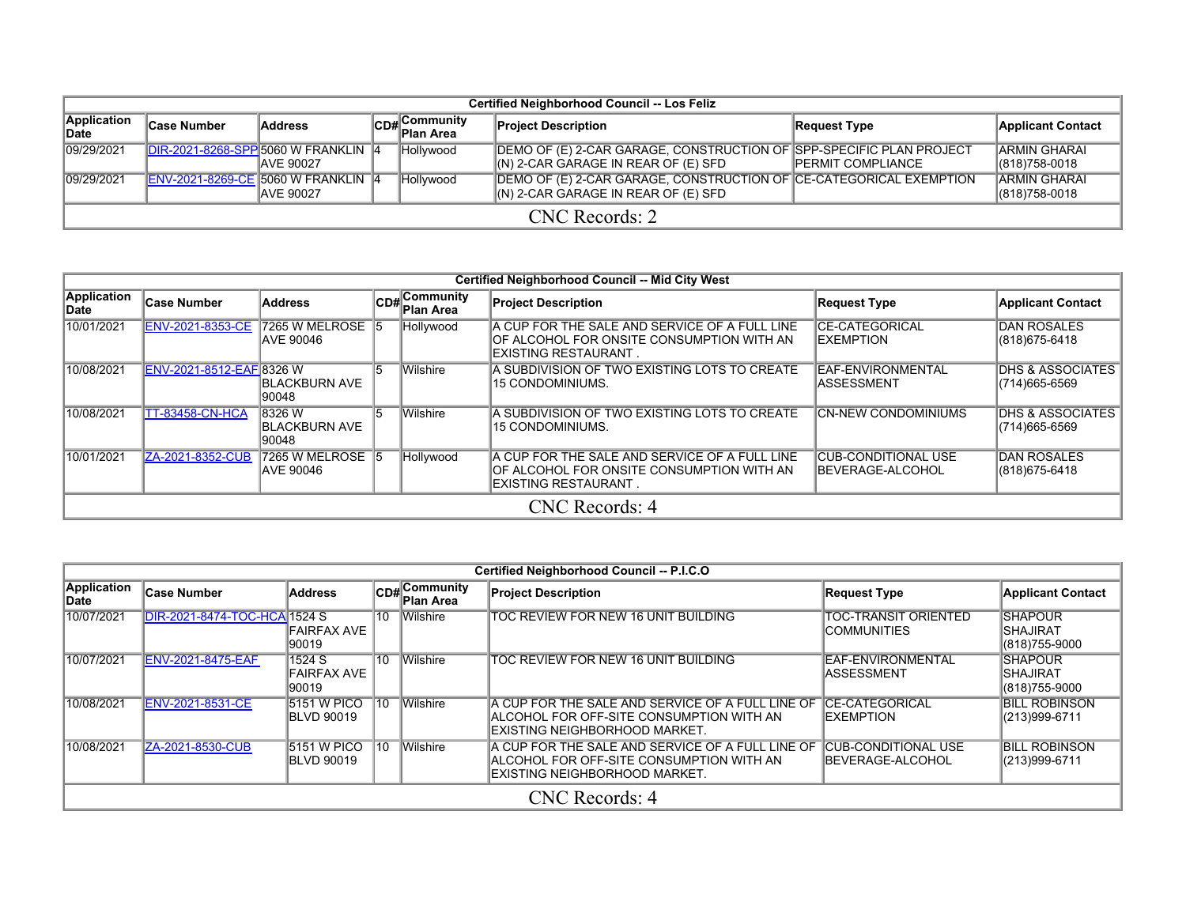| Certified Neighborhood Council -- Los Feliz | | | | | | | |
|---|---|---|---|---|---|---|---|
| Application Date | Case Number | Address | CD# | Community Plan Area | Project Description | Request Type | Applicant Contact |
| 09/29/2021 | DIR-2021-8268-SPP | 5060 W FRANKLIN AVE 90027 | 4 | Hollywood | DEMO OF (E) 2-CAR GARAGE, CONSTRUCTION OF (N) 2-CAR GARAGE IN REAR OF (E) SFD | SPP-SPECIFIC PLAN PROJECT PERMIT COMPLIANCE | ARMIN GHARAI (818)758-0018 |
| 09/29/2021 | ENV-2021-8269-CE | 5060 W FRANKLIN AVE 90027 | 4 | Hollywood | DEMO OF (E) 2-CAR GARAGE, CONSTRUCTION OF (N) 2-CAR GARAGE IN REAR OF (E) SFD | CE-CATEGORICAL EXEMPTION | ARMIN GHARAI (818)758-0018 |
| CNC Records: 2 | | | | | | | |

| Certified Neighborhood Council -- Mid City West | | | | | | | |
|---|---|---|---|---|---|---|---|
| Application Date | Case Number | Address | CD# | Community Plan Area | Project Description | Request Type | Applicant Contact |
| 10/01/2021 | ENV-2021-8353-CE | 7265 W MELROSE AVE 90046 | 5 | Hollywood | A CUP FOR THE SALE AND SERVICE OF A FULL LINE OF ALCOHOL FOR ONSITE CONSUMPTION WITH AN EXISTING RESTAURANT . | CE-CATEGORICAL EXEMPTION | DAN ROSALES (818)675-6418 |
| 10/08/2021 | ENV-2021-8512-EAF | 8326 W BLACKBURN AVE 90048 | 5 | Wilshire | A SUBDIVISION OF TWO EXISTING LOTS TO CREATE 15 CONDOMINIUMS. | EAF-ENVIRONMENTAL ASSESSMENT | DHS & ASSOCIATES (714)665-6569 |
| 10/08/2021 | TT-83458-CN-HCA | 8326 W BLACKBURN AVE 90048 | 5 | Wilshire | A SUBDIVISION OF TWO EXISTING LOTS TO CREATE 15 CONDOMINIUMS. | CN-NEW CONDOMINIUMS | DHS & ASSOCIATES (714)665-6569 |
| 10/01/2021 | ZA-2021-8352-CUB | 7265 W MELROSE AVE 90046 | 5 | Hollywood | A CUP FOR THE SALE AND SERVICE OF A FULL LINE OF ALCOHOL FOR ONSITE CONSUMPTION WITH AN EXISTING RESTAURANT . | CUB-CONDITIONAL USE BEVERAGE-ALCOHOL | DAN ROSALES (818)675-6418 |
| CNC Records: 4 | | | | | | | |

| Certified Neighborhood Council -- P.I.C.O | | | | | | | |
|---|---|---|---|---|---|---|---|
| Application Date | Case Number | Address | CD# | Community Plan Area | Project Description | Request Type | Applicant Contact |
| 10/07/2021 | DIR-2021-8474-TOC-HCA | 1524 S FAIRFAX AVE 90019 | 10 | Wilshire | TOC REVIEW FOR NEW 16 UNIT BUILDING | TOC-TRANSIT ORIENTED COMMUNITIES | SHAPOUR SHAJIRAT (818)755-9000 |
| 10/07/2021 | ENV-2021-8475-EAF | 1524 S FAIRFAX AVE 90019 | 10 | Wilshire | TOC REVIEW FOR NEW 16 UNIT BUILDING | EAF-ENVIRONMENTAL ASSESSMENT | SHAPOUR SHAJIRAT (818)755-9000 |
| 10/08/2021 | ENV-2021-8531-CE | 5151 W PICO BLVD 90019 | 10 | Wilshire | A CUP FOR THE SALE AND SERVICE OF A FULL LINE OF ALCOHOL FOR OFF-SITE CONSUMPTION WITH AN EXISTING NEIGHBORHOOD MARKET. | CE-CATEGORICAL EXEMPTION | BILL ROBINSON (213)999-6711 |
| 10/08/2021 | ZA-2021-8530-CUB | 5151 W PICO BLVD 90019 | 10 | Wilshire | A CUP FOR THE SALE AND SERVICE OF A FULL LINE OF ALCOHOL FOR OFF-SITE CONSUMPTION WITH AN EXISTING NEIGHBORHOOD MARKET. | CUB-CONDITIONAL USE BEVERAGE-ALCOHOL | BILL ROBINSON (213)999-6711 |
| CNC Records: 4 | | | | | | | |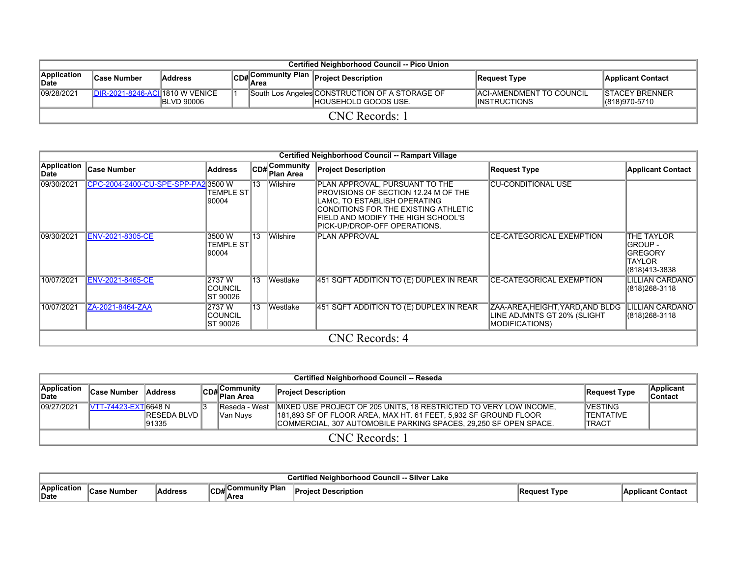| Certified Neighborhood Council -- Pico Union | | | | | | | |
|---|---|---|---|---|---|---|---|
| Application Date | Case Number | Address | CD# | Community Plan Area | Project Description | Request Type | Applicant Contact |
| 09/28/2021 | DIR-2021-8246-ACI | 1810 W VENICE BLVD 90006 | 1 | South Los Angeles | CONSTRUCTION OF A STORAGE OF HOUSEHOLD GOODS USE. | ACI-AMENDMENT TO COUNCIL INSTRUCTIONS | STACEY BRENNER (818)970-5710 |
| CNC Records: 1 | | | | | | | |

| Certified Neighborhood Council -- Rampart Village | | | | | | | |
|---|---|---|---|---|---|---|---|
| Application Date | Case Number | Address | CD# | Community Plan Area | Project Description | Request Type | Applicant Contact |
| 09/30/2021 | CPC-2004-2400-CU-SPE-SPP-PA2 | 3500 W TEMPLE ST 90004 | 13 | Wilshire | PLAN APPROVAL, PURSUANT TO THE PROVISIONS OF SECTION 12.24 M OF THE LAMC, TO ESTABLISH OPERATING CONDITIONS FOR THE EXISTING ATHLETIC FIELD AND MODIFY THE HIGH SCHOOL'S PICK-UP/DROP-OFF OPERATIONS. | CU-CONDITIONAL USE | |
| 09/30/2021 | ENV-2021-8305-CE | 3500 W TEMPLE ST 90004 | 13 | Wilshire | PLAN APPROVAL | CE-CATEGORICAL EXEMPTION | THE TAYLOR GROUP - GREGORY TAYLOR (818)413-3838 |
| 10/07/2021 | ENV-2021-8465-CE | 2737 W COUNCIL ST 90026 | 13 | Westlake | 451 SQFT ADDITION TO (E) DUPLEX IN REAR | CE-CATEGORICAL EXEMPTION | LILLIAN CARDANO (818)268-3118 |
| 10/07/2021 | ZA-2021-8464-ZAA | 2737 W COUNCIL ST 90026 | 13 | Westlake | 451 SQFT ADDITION TO (E) DUPLEX IN REAR | ZAA-AREA,HEIGHT,YARD,AND BLDG LINE ADJMNTS GT 20% (SLIGHT MODIFICATIONS) | LILLIAN CARDANO (818)268-3118 |
| CNC Records: 4 | | | | | | | |

| Certified Neighborhood Council -- Reseda | | | | | | | |
|---|---|---|---|---|---|---|---|
| Application Date | Case Number | Address | CD# | Community Plan Area | Project Description | Request Type | Applicant Contact |
| 09/27/2021 | VTT-74423-EXT | 6648 N RESEDA BLVD 91335 | 3 | Reseda - West Van Nuys | MIXED USE PROJECT OF 205 UNITS, 18 RESTRICTED TO VERY LOW INCOME, 181,893 SF OF FLOOR AREA, MAX HT. 61 FEET, 5,932 SF GROUND FLOOR COMMERCIAL, 307 AUTOMOBILE PARKING SPACES, 29,250 SF OPEN SPACE. | VESTING TENTATIVE TRACT | |
| CNC Records: 1 | | | | | | | |

| Certified Neighborhood Council -- Silver Lake | | | | | | | |
|---|---|---|---|---|---|---|---|
| Application Date | Case Number | Address | CD# | Community Plan Area | Project Description | Request Type | Applicant Contact |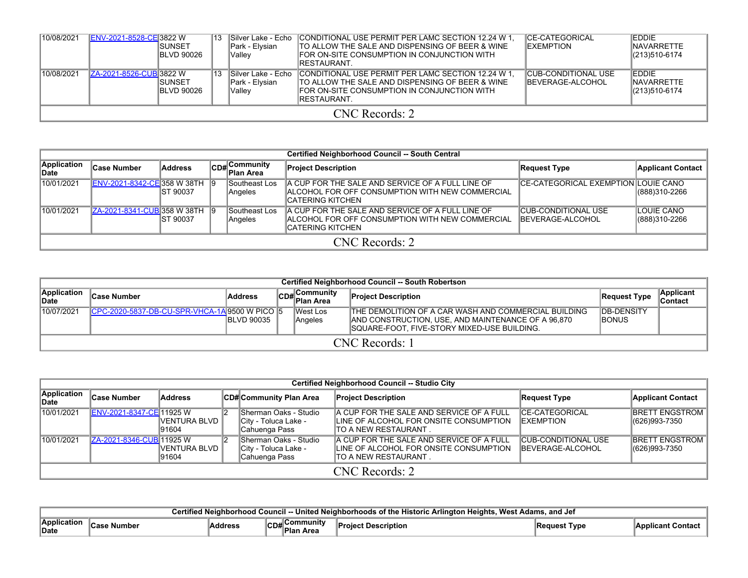| Application Date | Case Number | Address | CD# | Community Plan Area | Project Description | Request Type | Applicant Contact |
|---|---|---|---|---|---|---|---|
| 10/08/2021 | ENV-2021-8528-CE | 3822 W SUNSET BLVD 90026 | 13 | Silver Lake - Echo Park - Elysian Valley | CONDITIONAL USE PERMIT PER LAMC SECTION 12.24 W 1, TO ALLOW THE SALE AND DISPENSING OF BEER & WINE FOR ON-SITE CONSUMPTION IN CONJUNCTION WITH RESTAURANT. | CE-CATEGORICAL EXEMPTION | EDDIE NAVARRETTE (213)510-6174 |
| 10/08/2021 | ZA-2021-8526-CUB | 3822 W SUNSET BLVD 90026 | 13 | Silver Lake - Echo Park - Elysian Valley | CONDITIONAL USE PERMIT PER LAMC SECTION 12.24 W 1, TO ALLOW THE SALE AND DISPENSING OF BEER & WINE FOR ON-SITE CONSUMPTION IN CONJUNCTION WITH RESTAURANT. | CUB-CONDITIONAL USE BEVERAGE-ALCOHOL | EDDIE NAVARRETTE (213)510-6174 |
| CNC Records: 2 | | | | | | | |

| Certified Neighborhood Council -- South Central | | | | | | | |
|---|---|---|---|---|---|---|---|
| **Application Date** | **Case Number** | **Address** | **CD#** | **Community Plan Area** | **Project Description** | **Request Type** | **Applicant Contact** |
| 10/01/2021 | ENV-2021-8342-CE | 358 W 38TH ST 90037 | 9 | Southeast Los Angeles | A CUP FOR THE SALE AND SERVICE OF A FULL LINE OF ALCOHOL FOR OFF CONSUMPTION WITH NEW COMMERCIAL CATERING KITCHEN | CE-CATEGORICAL EXEMPTION | LOUIE CANO (888)310-2266 |
| 10/01/2021 | ZA-2021-8341-CUB | 358 W 38TH ST 90037 | 9 | Southeast Los Angeles | A CUP FOR THE SALE AND SERVICE OF A FULL LINE OF ALCOHOL FOR OFF CONSUMPTION WITH NEW COMMERCIAL CATERING KITCHEN | CUB-CONDITIONAL USE BEVERAGE-ALCOHOL | LOUIE CANO (888)310-2266 |
| CNC Records: 2 | | | | | | | |

| Certified Neighborhood Council -- South Robertson | | | | | | | |
|---|---|---|---|---|---|---|---|
| **Application Date** | **Case Number** | **Address** | **CD#** | **Community Plan Area** | **Project Description** | **Request Type** | **Applicant Contact** |
| 10/07/2021 | CPC-2020-5837-DB-CU-SPR-VHCA-1A | 9500 W PICO BLVD 90035 | 5 | West Los Angeles | THE DEMOLITION OF A CAR WASH AND COMMERCIAL BUILDING AND CONSTRUCTION, USE, AND MAINTENANCE OF A 96,870 SQUARE-FOOT, FIVE-STORY MIXED-USE BUILDING. | DB-DENSITY BONUS | |
| CNC Records: 1 | | | | | | | |

| Certified Neighborhood Council -- Studio City | | | | | | | |
|---|---|---|---|---|---|---|---|
| **Application Date** | **Case Number** | **Address** | **CD#** | **Community Plan Area** | **Project Description** | **Request Type** | **Applicant Contact** |
| 10/01/2021 | ENV-2021-8347-CE | 11925 W VENTURA BLVD 91604 | 2 | Sherman Oaks - Studio City - Toluca Lake - Cahuenga Pass | A CUP FOR THE SALE AND SERVICE OF A FULL LINE OF ALCOHOL FOR ONSITE CONSUMPTION TO A NEW RESTAURANT . | CE-CATEGORICAL EXEMPTION | BRETT ENGSTROM (626)993-7350 |
| 10/01/2021 | ZA-2021-8346-CUB | 11925 W VENTURA BLVD 91604 | 2 | Sherman Oaks - Studio City - Toluca Lake - Cahuenga Pass | A CUP FOR THE SALE AND SERVICE OF A FULL LINE OF ALCOHOL FOR ONSITE CONSUMPTION TO A NEW RESTAURANT . | CUB-CONDITIONAL USE BEVERAGE-ALCOHOL | BRETT ENGSTROM (626)993-7350 |
| CNC Records: 2 | | | | | | | |

| Certified Neighborhood Council -- United Neighborhoods of the Historic Arlington Heights, West Adams, and Jef | | | | | | | |
|---|---|---|---|---|---|---|---|
| **Application Date** | **Case Number** | **Address** | **CD#** | **Community Plan Area** | **Project Description** | **Request Type** | **Applicant Contact** |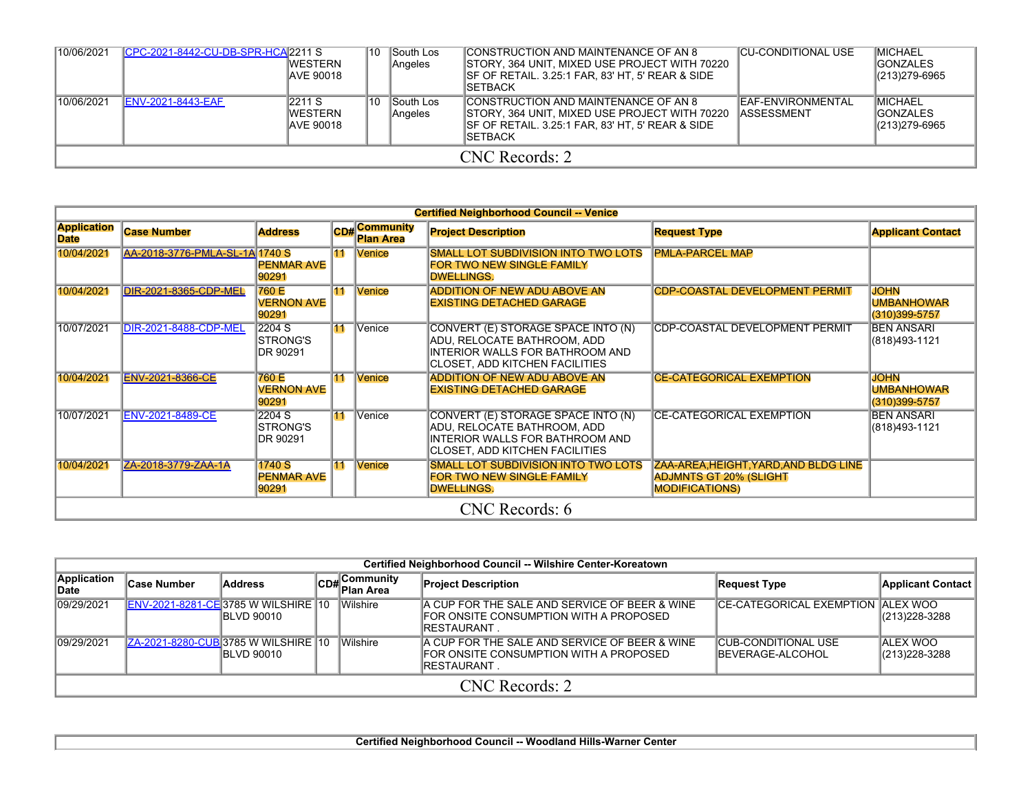| | | | | | | | |
|---|---|---|---|---|---|---|---|
| 10/06/2021 | CPC-2021-8442-CU-DB-SPR-HCA | 2211 S WESTERN AVE 90018 | 10 | South Los Angeles | CONSTRUCTION AND MAINTENANCE OF AN 8 STORY, 364 UNIT, MIXED USE PROJECT WITH 70220 SF OF RETAIL. 3.25:1 FAR, 83' HT, 5' REAR & SIDE SETBACK | CU-CONDITIONAL USE | MICHAEL GONZALES (213)279-6965 |
| 10/06/2021 | ENV-2021-8443-EAF | 2211 S WESTERN AVE 90018 | 10 | South Los Angeles | CONSTRUCTION AND MAINTENANCE OF AN 8 STORY, 364 UNIT, MIXED USE PROJECT WITH 70220 SF OF RETAIL. 3.25:1 FAR, 83' HT, 5' REAR & SIDE SETBACK | EAF-ENVIRONMENTAL ASSESSMENT | MICHAEL GONZALES (213)279-6965 |
| CNC Records: 2 | | | | | | | |

**Certified Neighborhood Council -- Venice**

| Application Date | Case Number | Address | CD# | Community Plan Area | Project Description | Request Type | Applicant Contact |
|---|---|---|---|---|---|---|---|
| 10/04/2021 | AA-2018-3776-PMLA-SL-1A | 1740 S PENMAR AVE 90291 | 11 | Venice | SMALL LOT SUBDIVISION INTO TWO LOTS FOR TWO NEW SINGLE FAMILY DWELLINGS. | PMLA-PARCEL MAP | |
| 10/04/2021 | DIR-2021-8365-CDP-MEL | 760 E VERNON AVE 90291 | 11 | Venice | ADDITION OF NEW ADU ABOVE AN EXISTING DETACHED GARAGE | CDP-COASTAL DEVELOPMENT PERMIT | JOHN UMBANHOWAR (310)399-5757 |
| 10/07/2021 | DIR-2021-8488-CDP-MEL | 2204 S STRONG'S DR 90291 | 11 | Venice | CONVERT (E) STORAGE SPACE INTO (N) ADU, RELOCATE BATHROOM, ADD INTERIOR WALLS FOR BATHROOM AND CLOSET, ADD KITCHEN FACILITIES | CDP-COASTAL DEVELOPMENT PERMIT | BEN ANSARI (818)493-1121 |
| 10/04/2021 | ENV-2021-8366-CE | 760 E VERNON AVE 90291 | 11 | Venice | ADDITION OF NEW ADU ABOVE AN EXISTING DETACHED GARAGE | CE-CATEGORICAL EXEMPTION | JOHN UMBANHOWAR (310)399-5757 |
| 10/07/2021 | ENV-2021-8489-CE | 2204 S STRONG'S DR 90291 | 11 | Venice | CONVERT (E) STORAGE SPACE INTO (N) ADU, RELOCATE BATHROOM, ADD INTERIOR WALLS FOR BATHROOM AND CLOSET, ADD KITCHEN FACILITIES | CE-CATEGORICAL EXEMPTION | BEN ANSARI (818)493-1121 |
| 10/04/2021 | ZA-2018-3779-ZAA-1A | 1740 S PENMAR AVE 90291 | 11 | Venice | SMALL LOT SUBDIVISION INTO TWO LOTS FOR TWO NEW SINGLE FAMILY DWELLINGS. | ZAA-AREA,HEIGHT,YARD,AND BLDG LINE ADJMNTS GT 20% (SLIGHT MODIFICATIONS) | |
| CNC Records: 6 | | | | | | | |

**Certified Neighborhood Council -- Wilshire Center-Koreatown**

| Application Date | Case Number | Address | CD# | Community Plan Area | Project Description | Request Type | Applicant Contact |
|---|---|---|---|---|---|---|---|
| 09/29/2021 | ENV-2021-8281-CE | 3785 W WILSHIRE BLVD 90010 | 10 | Wilshire | A CUP FOR THE SALE AND SERVICE OF BEER & WINE FOR ONSITE CONSUMPTION WITH A PROPOSED RESTAURANT . | CE-CATEGORICAL EXEMPTION | ALEX WOO (213)228-3288 |
| 09/29/2021 | ZA-2021-8280-CUB | 3785 W WILSHIRE BLVD 90010 | 10 | Wilshire | A CUP FOR THE SALE AND SERVICE OF BEER & WINE FOR ONSITE CONSUMPTION WITH A PROPOSED RESTAURANT . | CUB-CONDITIONAL USE BEVERAGE-ALCOHOL | ALEX WOO (213)228-3288 |
| CNC Records: 2 | | | | | | | |

**Certified Neighborhood Council -- Woodland Hills-Warner Center**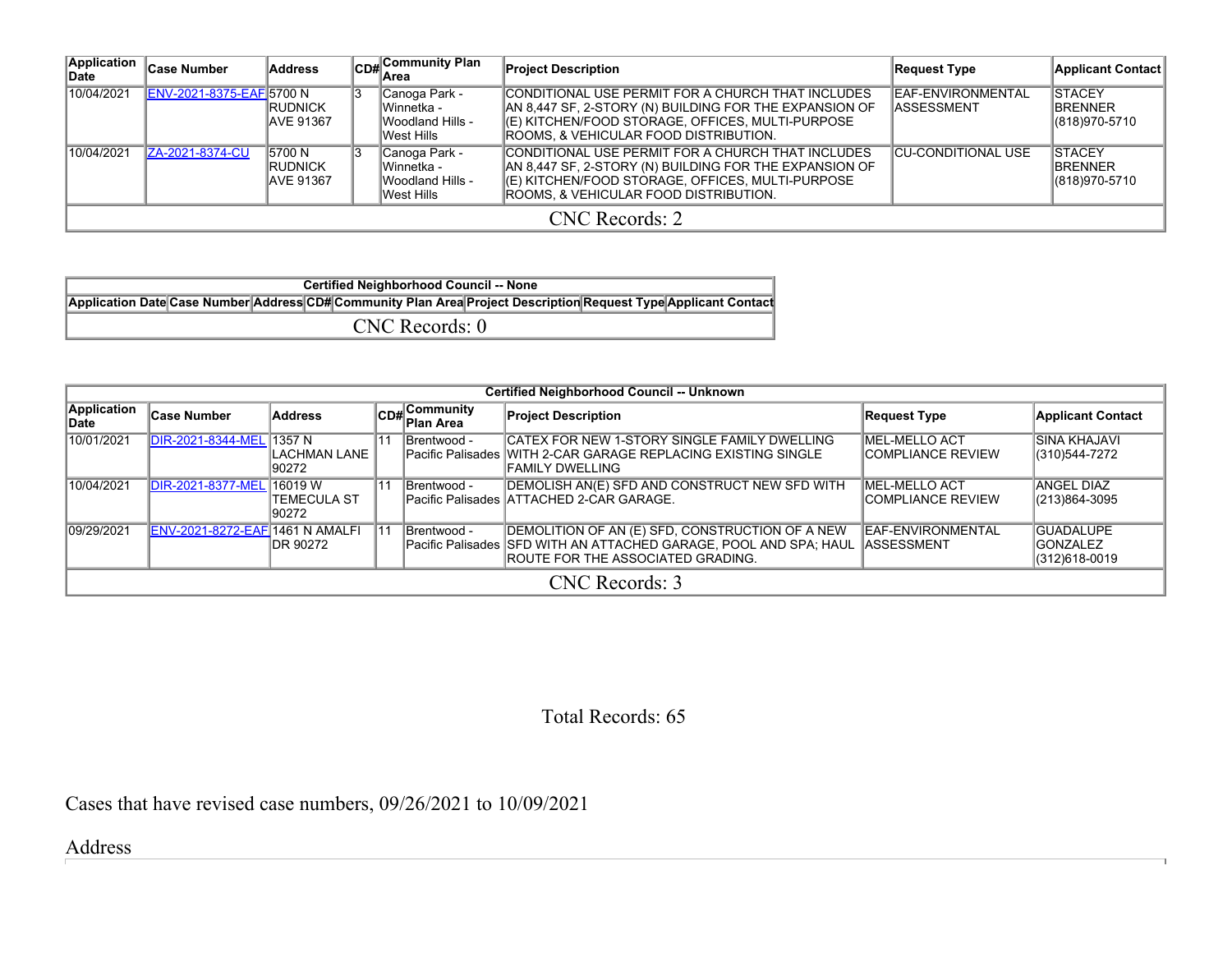| Application Date | Case Number | Address | CD# | Community Plan Area | Project Description | Request Type | Applicant Contact |
|---|---|---|---|---|---|---|---|
| 10/04/2021 | ENV-2021-8375-EAF | 5700 N RUDNICK AVE 91367 | 3 | Canoga Park - Winnetka - Woodland Hills - West Hills | CONDITIONAL USE PERMIT FOR A CHURCH THAT INCLUDES AN 8,447 SF, 2-STORY (N) BUILDING FOR THE EXPANSION OF (E) KITCHEN/FOOD STORAGE, OFFICES, MULTI-PURPOSE ROOMS, & VEHICULAR FOOD DISTRIBUTION. | EAF-ENVIRONMENTAL ASSESSMENT | STACEY BRENNER (818)970-5710 |
| 10/04/2021 | ZA-2021-8374-CU | 5700 N RUDNICK AVE 91367 | 3 | Canoga Park - Winnetka - Woodland Hills - West Hills | CONDITIONAL USE PERMIT FOR A CHURCH THAT INCLUDES AN 8,447 SF, 2-STORY (N) BUILDING FOR THE EXPANSION OF (E) KITCHEN/FOOD STORAGE, OFFICES, MULTI-PURPOSE ROOMS, & VEHICULAR FOOD DISTRIBUTION. | CU-CONDITIONAL USE | STACEY BRENNER (818)970-5710 |
| CNC Records: 2 | | | | | | | |

| Certified Neighborhood Council -- None | | | | | | | |
|---|---|---|---|---|---|---|---|
| Application Date | Case Number | Address | CD# | Community Plan Area | Project Description | Request Type | Applicant Contact |
| CNC Records: 0 | | | | | | | |

| Certified Neighborhood Council -- Unknown | | | | | | | |
|---|---|---|---|---|---|---|---|
| Application Date | Case Number | Address | CD# | Community Plan Area | Project Description | Request Type | Applicant Contact |
| 10/01/2021 | DIR-2021-8344-MEL | 1357 N LACHMAN LANE 90272 | 11 | Brentwood - Pacific Palisades | CATEX FOR NEW 1-STORY SINGLE FAMILY DWELLING WITH 2-CAR GARAGE REPLACING EXISTING SINGLE FAMILY DWELLING | MEL-MELLO ACT COMPLIANCE REVIEW | SINA KHAJAVI (310)544-7272 |
| 10/04/2021 | DIR-2021-8377-MEL | 16019 W TEMECULA ST 90272 | 11 | Brentwood - Pacific Palisades | DEMOLISH AN(E) SFD AND CONSTRUCT NEW SFD WITH ATTACHED 2-CAR GARAGE. | MEL-MELLO ACT COMPLIANCE REVIEW | ANGEL DIAZ (213)864-3095 |
| 09/29/2021 | ENV-2021-8272-EAF | 1461 N AMALFI DR 90272 | 11 | Brentwood - Pacific Palisades | DEMOLITION OF AN (E) SFD, CONSTRUCTION OF A NEW SFD WITH AN ATTACHED GARAGE, POOL AND SPA; HAUL ROUTE FOR THE ASSOCIATED GRADING. | EAF-ENVIRONMENTAL ASSESSMENT | GUADALUPE GONZALEZ (312)618-0019 |
| CNC Records: 3 | | | | | | | |

Total Records: 65

Cases that have revised case numbers, 09/26/2021 to 10/09/2021

Address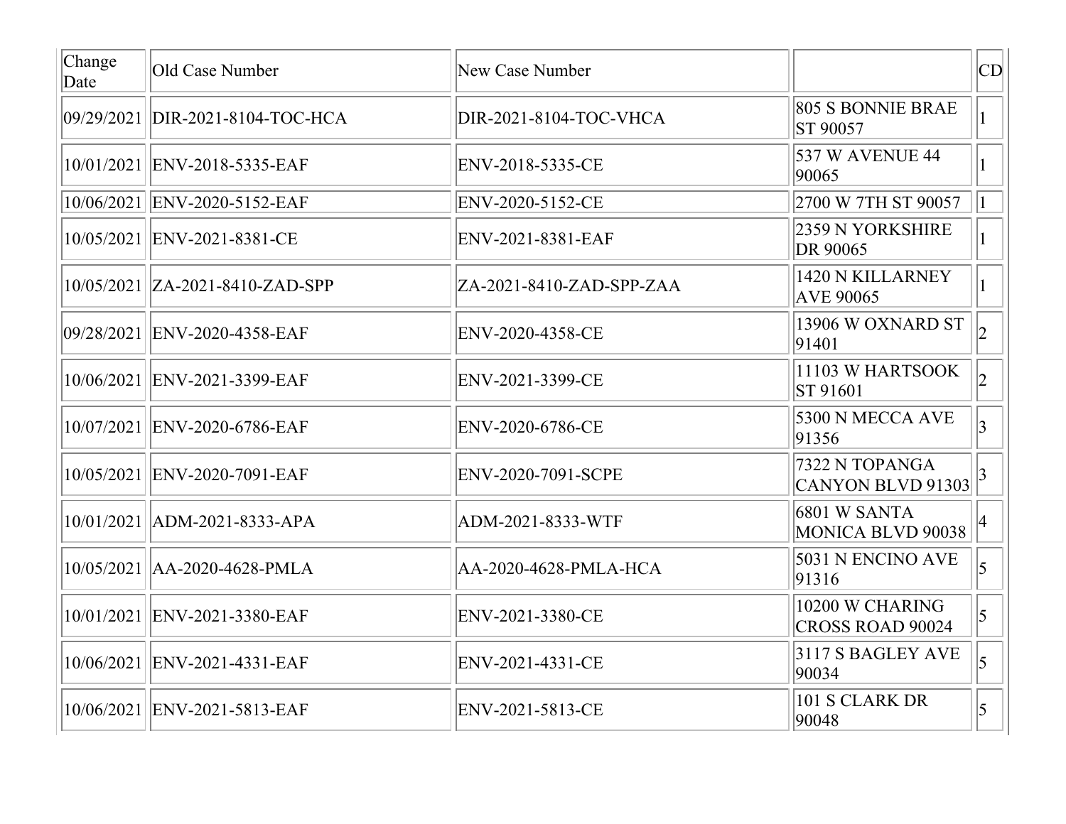| Change Date | Old Case Number | New Case Number | | CD |
|---|---|---|---|---|
| 09/29/2021 | DIR-2021-8104-TOC-HCA | DIR-2021-8104-TOC-VHCA | 805 S BONNIE BRAE ST 90057 | 1 |
| 10/01/2021 | ENV-2018-5335-EAF | ENV-2018-5335-CE | 537 W AVENUE 44 90065 | 1 |
| 10/06/2021 | ENV-2020-5152-EAF | ENV-2020-5152-CE | 2700 W 7TH ST 90057 | 1 |
| 10/05/2021 | ENV-2021-8381-CE | ENV-2021-8381-EAF | 2359 N YORKSHIRE DR 90065 | 1 |
| 10/05/2021 | ZA-2021-8410-ZAD-SPP | ZA-2021-8410-ZAD-SPP-ZAA | 1420 N KILLARNEY AVE 90065 | 1 |
| 09/28/2021 | ENV-2020-4358-EAF | ENV-2020-4358-CE | 13906 W OXNARD ST 91401 | 2 |
| 10/06/2021 | ENV-2021-3399-EAF | ENV-2021-3399-CE | 11103 W HARTSOOK ST 91601 | 2 |
| 10/07/2021 | ENV-2020-6786-EAF | ENV-2020-6786-CE | 5300 N MECCA AVE 91356 | 3 |
| 10/05/2021 | ENV-2020-7091-EAF | ENV-2020-7091-SCPE | 7322 N TOPANGA CANYON BLVD 91303 | 3 |
| 10/01/2021 | ADM-2021-8333-APA | ADM-2021-8333-WTF | 6801 W SANTA MONICA BLVD 90038 | 4 |
| 10/05/2021 | AA-2020-4628-PMLA | AA-2020-4628-PMLA-HCA | 5031 N ENCINO AVE 91316 | 5 |
| 10/01/2021 | ENV-2021-3380-EAF | ENV-2021-3380-CE | 10200 W CHARING CROSS ROAD 90024 | 5 |
| 10/06/2021 | ENV-2021-4331-EAF | ENV-2021-4331-CE | 3117 S BAGLEY AVE 90034 | 5 |
| 10/06/2021 | ENV-2021-5813-EAF | ENV-2021-5813-CE | 101 S CLARK DR 90048 | 5 |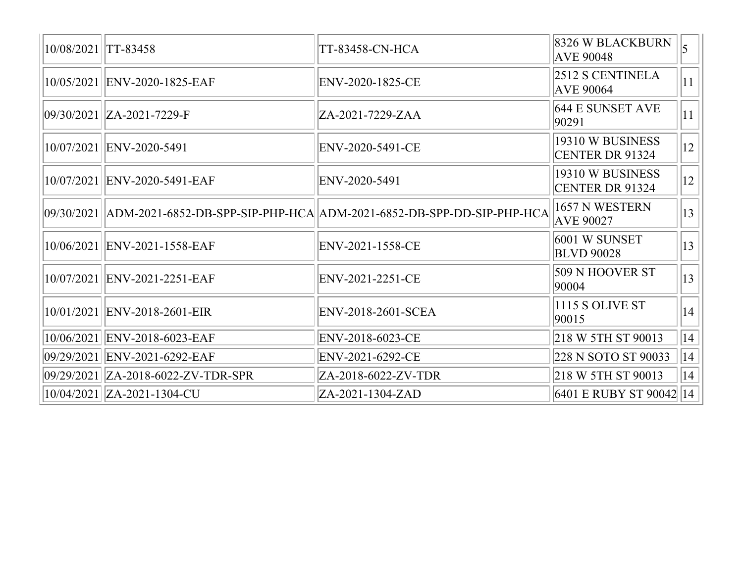| | | | | |
|---|---|---|---|---|
| 10/08/2021 | TT-83458 | TT-83458-CN-HCA | 8326 W BLACKBURN AVE 90048 | 5 |
| 10/05/2021 | ENV-2020-1825-EAF | ENV-2020-1825-CE | 2512 S CENTINELA AVE 90064 | 11 |
| 09/30/2021 | ZA-2021-7229-F | ZA-2021-7229-ZAA | 644 E SUNSET AVE 90291 | 11 |
| 10/07/2021 | ENV-2020-5491 | ENV-2020-5491-CE | 19310 W BUSINESS CENTER DR 91324 | 12 |
| 10/07/2021 | ENV-2020-5491-EAF | ENV-2020-5491 | 19310 W BUSINESS CENTER DR 91324 | 12 |
| 09/30/2021 | ADM-2021-6852-DB-SPP-SIP-PHP-HCA | ADM-2021-6852-DB-SPP-DD-SIP-PHP-HCA | 1657 N WESTERN AVE 90027 | 13 |
| 10/06/2021 | ENV-2021-1558-EAF | ENV-2021-1558-CE | 6001 W SUNSET BLVD 90028 | 13 |
| 10/07/2021 | ENV-2021-2251-EAF | ENV-2021-2251-CE | 509 N HOOVER ST 90004 | 13 |
| 10/01/2021 | ENV-2018-2601-EIR | ENV-2018-2601-SCEA | 1115 S OLIVE ST 90015 | 14 |
| 10/06/2021 | ENV-2018-6023-EAF | ENV-2018-6023-CE | 218 W 5TH ST 90013 | 14 |
| 09/29/2021 | ENV-2021-6292-EAF | ENV-2021-6292-CE | 228 N SOTO ST 90033 | 14 |
| 09/29/2021 | ZA-2018-6022-ZV-TDR-SPR | ZA-2018-6022-ZV-TDR | 218 W 5TH ST 90013 | 14 |
| 10/04/2021 | ZA-2021-1304-CU | ZA-2021-1304-ZAD | 6401 E RUBY ST 90042 | 14 |